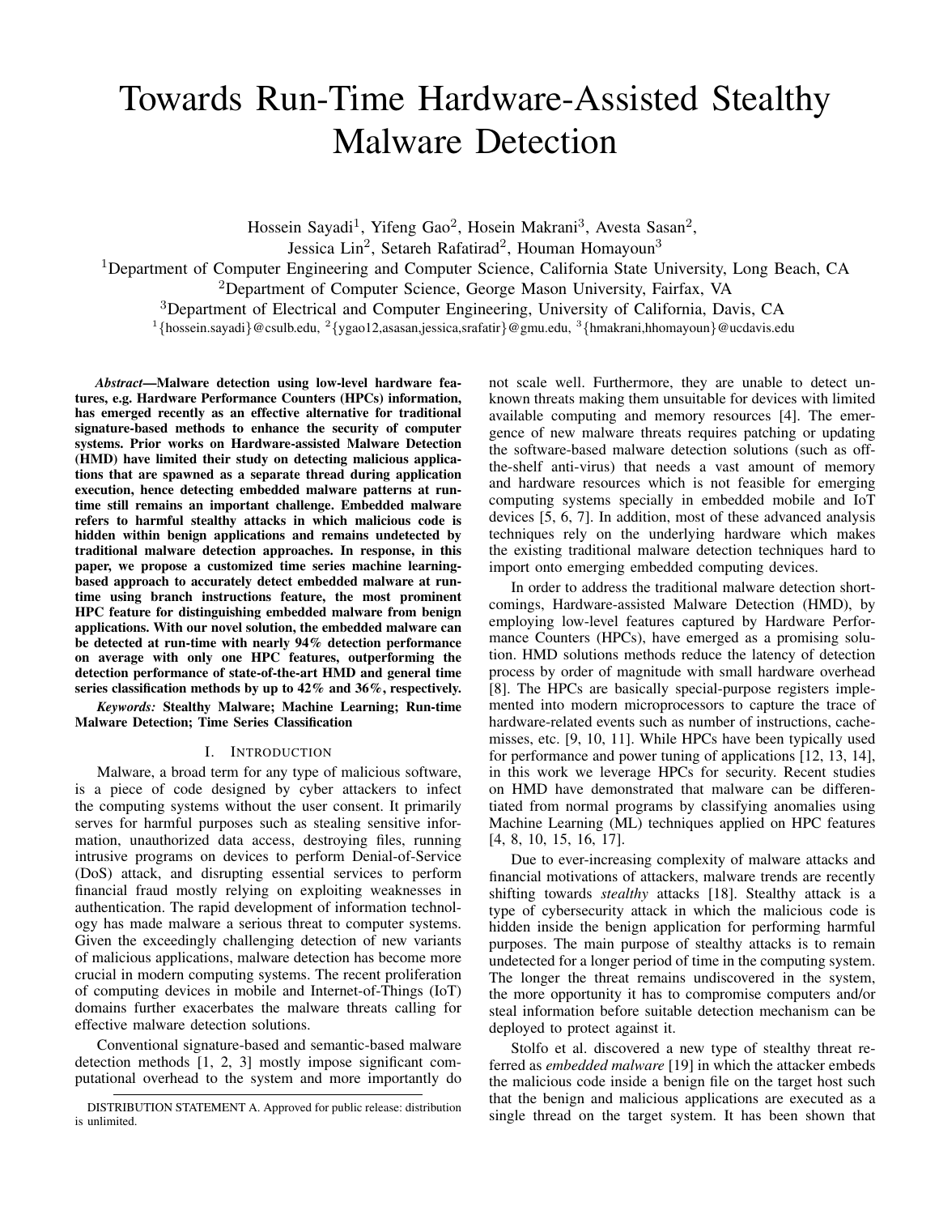# Towards Run-Time Hardware-Assisted Stealthy Malware Detection

Hossein Sayadi[1], Yifeng Gao[2], Hosein Makrani[3], Avesta Sasan[2], Jessica Lin[2], Setareh Rafatirad[2], Houman Homayoun[3]

[1]Department of Computer Engineering and Computer Science, California State University, Long Beach, CA
[2]Department of Computer Science, George Mason University, Fairfax, VA
[3]Department of Electrical and Computer Engineering, University of California, Davis, CA
[1]{hossein.sayadi}@csulb.edu, [2]{ygao12,asasan,jessica,srafatir}@gmu.edu, [3]{hmakrani,hhomayoun}@ucdavis.edu

***Abstract*—Malware detection using low-level hardware features, e.g. Hardware Performance Counters (HPCs) information, has emerged recently as an effective alternative for traditional signature-based methods to enhance the security of computer systems. Prior works on Hardware-assisted Malware Detection (HMD) have limited their study on detecting malicious applications that are spawned as a separate thread during application execution, hence detecting embedded malware patterns at run-time still remains an important challenge. Embedded malware refers to harmful stealthy attacks in which malicious code is hidden within benign applications and remains undetected by traditional malware detection approaches. In response, in this paper, we propose a customized time series machine learning-based approach to accurately detect embedded malware at run-time using branch instructions feature, the most prominent HPC feature for distinguishing embedded malware from benign applications. With our novel solution, the embedded malware can be detected at run-time with nearly 94% detection performance on average with only one HPC features, outperforming the detection performance of state-of-the-art HMD and general time series classification methods by up to 42% and 36%, respectively.**

***Keywords:*** **Stealthy Malware; Machine Learning; Run-time Malware Detection; Time Series Classification**

## I. Introduction

Malware, a broad term for any type of malicious software, is a piece of code designed by cyber attackers to infect the computing systems without the user consent. It primarily serves for harmful purposes such as stealing sensitive information, unauthorized data access, destroying files, running intrusive programs on devices to perform Denial-of-Service (DoS) attack, and disrupting essential services to perform financial fraud mostly relying on exploiting weaknesses in authentication. The rapid development of information technology has made malware a serious threat to computer systems. Given the exceedingly challenging detection of new variants of malicious applications, malware detection has become more crucial in modern computing systems. The recent proliferation of computing devices in mobile and Internet-of-Things (IoT) domains further exacerbates the malware threats calling for effective malware detection solutions.

Conventional signature-based and semantic-based malware detection methods [1, 2, 3] mostly impose significant computational overhead to the system and more importantly do not scale well. Furthermore, they are unable to detect unknown threats making them unsuitable for devices with limited available computing and memory resources [4]. The emergence of new malware threats requires patching or updating the software-based malware detection solutions (such as off-the-shelf anti-virus) that needs a vast amount of memory and hardware resources which is not feasible for emerging computing systems specially in embedded mobile and IoT devices [5, 6, 7]. In addition, most of these advanced analysis techniques rely on the underlying hardware which makes the existing traditional malware detection techniques hard to import onto emerging embedded computing devices.

In order to address the traditional malware detection shortcomings, Hardware-assisted Malware Detection (HMD), by employing low-level features captured by Hardware Performance Counters (HPCs), have emerged as a promising solution. HMD solutions methods reduce the latency of detection process by order of magnitude with small hardware overhead [8]. The HPCs are basically special-purpose registers implemented into modern microprocessors to capture the trace of hardware-related events such as number of instructions, cache-misses, etc. [9, 10, 11]. While HPCs have been typically used for performance and power tuning of applications [12, 13, 14], in this work we leverage HPCs for security. Recent studies on HMD have demonstrated that malware can be differentiated from normal programs by classifying anomalies using Machine Learning (ML) techniques applied on HPC features [4, 8, 10, 15, 16, 17].

Due to ever-increasing complexity of malware attacks and financial motivations of attackers, malware trends are recently shifting towards *stealthy* attacks [18]. Stealthy attack is a type of cybersecurity attack in which the malicious code is hidden inside the benign application for performing harmful purposes. The main purpose of stealthy attacks is to remain undetected for a longer period of time in the computing system. The longer the threat remains undiscovered in the system, the more opportunity it has to compromise computers and/or steal information before suitable detection mechanism can be deployed to protect against it.

Stolfo et al. discovered a new type of stealthy threat referred as *embedded malware* [19] in which the attacker embeds the malicious code inside a benign file on the target host such that the benign and malicious applications are executed as a single thread on the target system. It has been shown that

DISTRIBUTION STATEMENT A. Approved for public release: distribution is unlimited.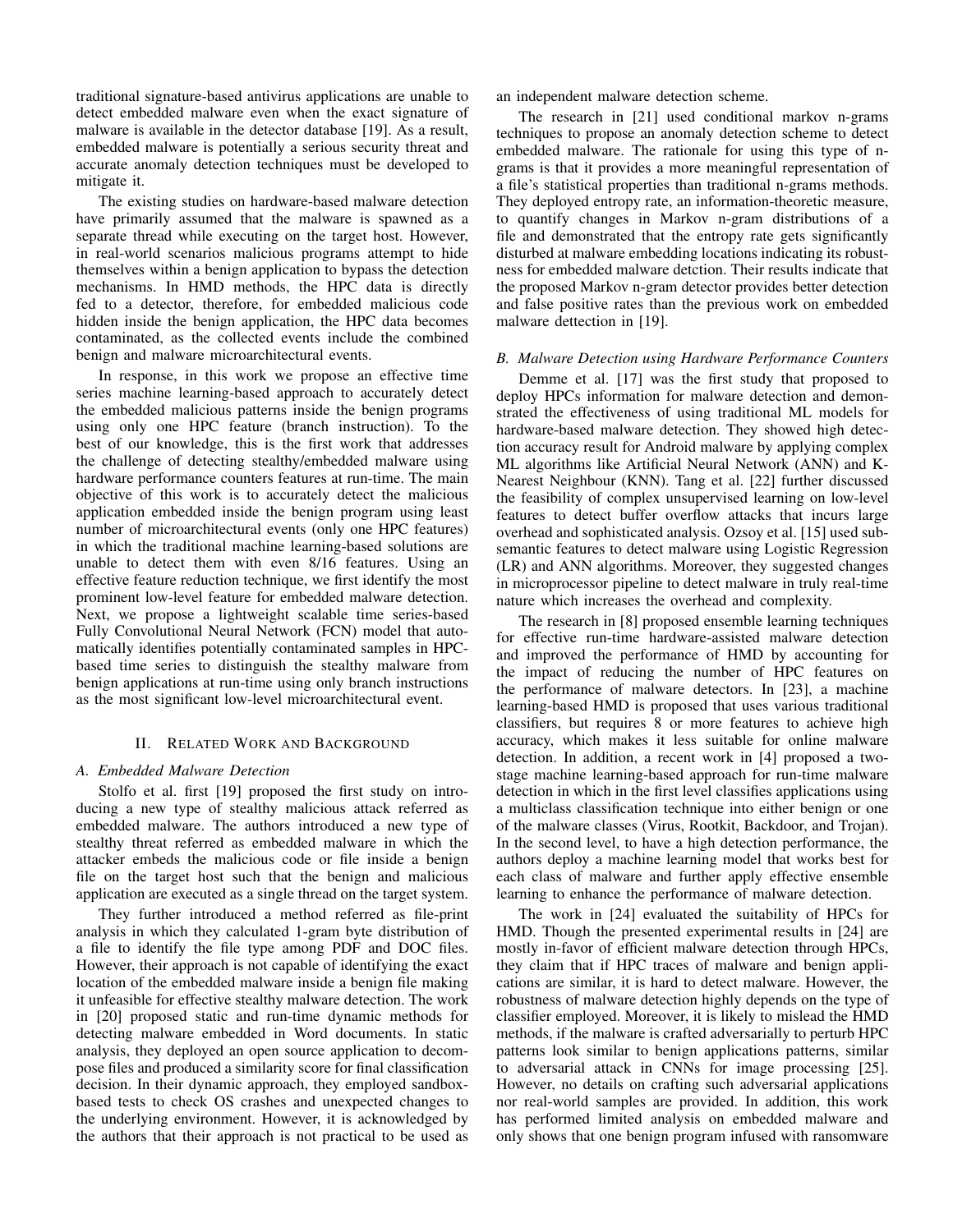traditional signature-based antivirus applications are unable to detect embedded malware even when the exact signature of malware is available in the detector database [19]. As a result, embedded malware is potentially a serious security threat and accurate anomaly detection techniques must be developed to mitigate it.

The existing studies on hardware-based malware detection have primarily assumed that the malware is spawned as a separate thread while executing on the target host. However, in real-world scenarios malicious programs attempt to hide themselves within a benign application to bypass the detection mechanisms. In HMD methods, the HPC data is directly fed to a detector, therefore, for embedded malicious code hidden inside the benign application, the HPC data becomes contaminated, as the collected events include the combined benign and malware microarchitectural events.

In response, in this work we propose an effective time series machine learning-based approach to accurately detect the embedded malicious patterns inside the benign programs using only one HPC feature (branch instruction). To the best of our knowledge, this is the first work that addresses the challenge of detecting stealthy/embedded malware using hardware performance counters features at run-time. The main objective of this work is to accurately detect the malicious application embedded inside the benign program using least number of microarchitectural events (only one HPC features) in which the traditional machine learning-based solutions are unable to detect them with even 8/16 features. Using an effective feature reduction technique, we first identify the most prominent low-level feature for embedded malware detection. Next, we propose a lightweight scalable time series-based Fully Convolutional Neural Network (FCN) model that automatically identifies potentially contaminated samples in HPC-based time series to distinguish the stealthy malware from benign applications at run-time using only branch instructions as the most significant low-level microarchitectural event.

## II. Related Work and Background

### A. Embedded Malware Detection

Stolfo et al. first [19] proposed the first study on introducing a new type of stealthy malicious attack referred as embedded malware. The authors introduced a new type of stealthy threat referred as embedded malware in which the attacker embeds the malicious code or file inside a benign file on the target host such that the benign and malicious application are executed as a single thread on the target system.

They further introduced a method referred as file-print analysis in which they calculated 1-gram byte distribution of a file to identify the file type among PDF and DOC files. However, their approach is not capable of identifying the exact location of the embedded malware inside a benign file making it unfeasible for effective stealthy malware detection. The work in [20] proposed static and run-time dynamic methods for detecting malware embedded in Word documents. In static analysis, they deployed an open source application to decompose files and produced a similarity score for final classification decision. In their dynamic approach, they employed sandbox-based tests to check OS crashes and unexpected changes to the underlying environment. However, it is acknowledged by the authors that their approach is not practical to be used as an independent malware detection scheme.

The research in [21] used conditional markov n-grams techniques to propose an anomaly detection scheme to detect embedded malware. The rationale for using this type of n-grams is that it provides a more meaningful representation of a file's statistical properties than traditional n-grams methods. They deployed entropy rate, an information-theoretic measure, to quantify changes in Markov n-gram distributions of a file and demonstrated that the entropy rate gets significantly disturbed at malware embedding locations indicating its robustness for embedded malware detction. Their results indicate that the proposed Markov n-gram detector provides better detection and false positive rates than the previous work on embedded malware dettection in [19].

### B. Malware Detection using Hardware Performance Counters

Demme et al. [17] was the first study that proposed to deploy HPCs information for malware detection and demonstrated the effectiveness of using traditional ML models for hardware-based malware detection. They showed high detection accuracy result for Android malware by applying complex ML algorithms like Artificial Neural Network (ANN) and K-Nearest Neighbour (KNN). Tang et al. [22] further discussed the feasibility of complex unsupervised learning on low-level features to detect buffer overflow attacks that incurs large overhead and sophisticated analysis. Ozsoy et al. [15] used sub-semantic features to detect malware using Logistic Regression (LR) and ANN algorithms. Moreover, they suggested changes in microprocessor pipeline to detect malware in truly real-time nature which increases the overhead and complexity.

The research in [8] proposed ensemble learning techniques for effective run-time hardware-assisted malware detection and improved the performance of HMD by accounting for the impact of reducing the number of HPC features on the performance of malware detectors. In [23], a machine learning-based HMD is proposed that uses various traditional classifiers, but requires 8 or more features to achieve high accuracy, which makes it less suitable for online malware detection. In addition, a recent work in [4] proposed a two-stage machine learning-based approach for run-time malware detection in which in the first level classifies applications using a multiclass classification technique into either benign or one of the malware classes (Virus, Rootkit, Backdoor, and Trojan). In the second level, to have a high detection performance, the authors deploy a machine learning model that works best for each class of malware and further apply effective ensemble learning to enhance the performance of malware detection.

The work in [24] evaluated the suitability of HPCs for HMD. Though the presented experimental results in [24] are mostly in-favor of efficient malware detection through HPCs, they claim that if HPC traces of malware and benign applications are similar, it is hard to detect malware. However, the robustness of malware detection highly depends on the type of classifier employed. Moreover, it is likely to mislead the HMD methods, if the malware is crafted adversarially to perturb HPC patterns look similar to benign applications patterns, similar to adversarial attack in CNNs for image processing [25]. However, no details on crafting such adversarial applications nor real-world samples are provided. In addition, this work has performed limited analysis on embedded malware and only shows that one benign program infused with ransomware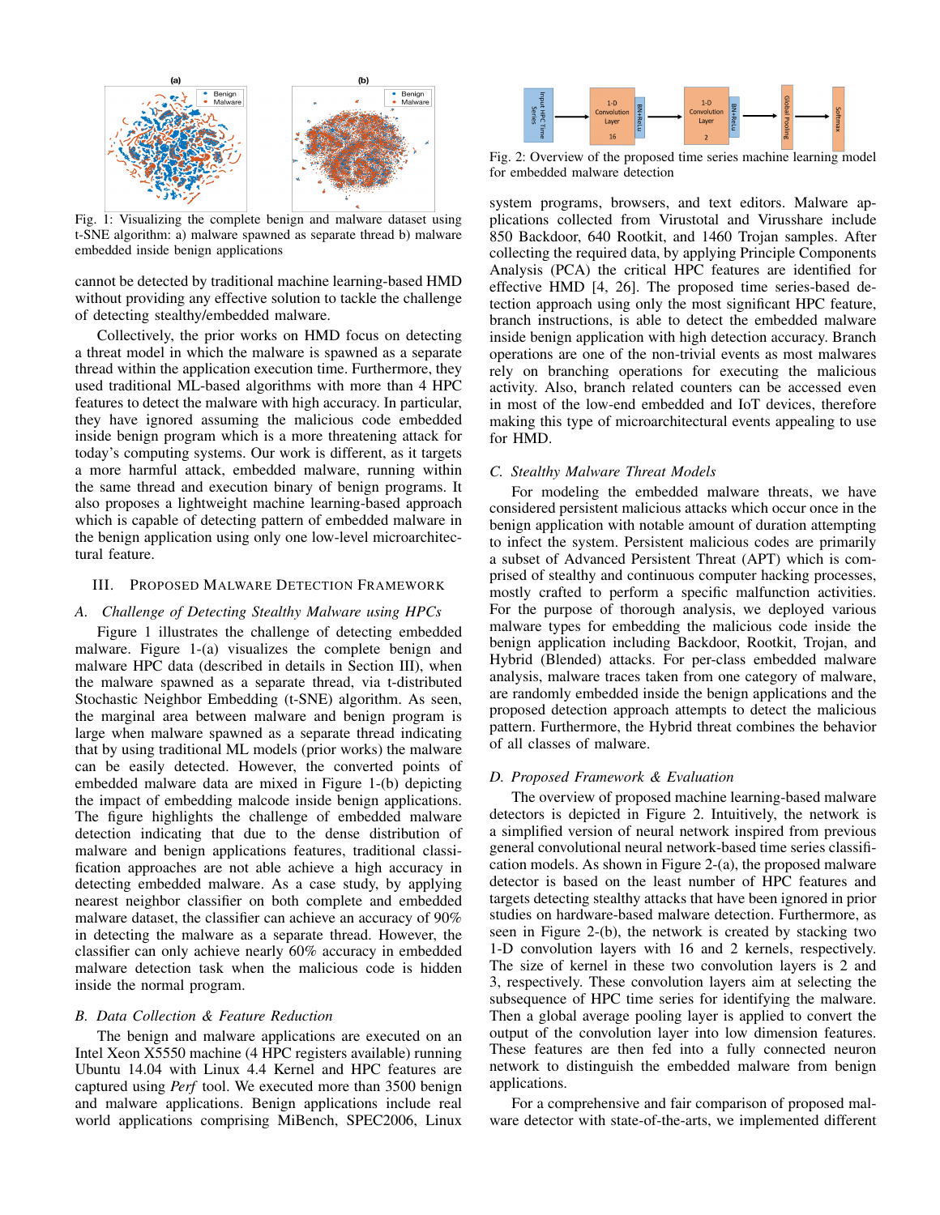Fig. 1: Visualizing the complete benign and malware dataset using t-SNE algorithm: a) malware spawned as separate thread b) malware embedded inside benign applications

cannot be detected by traditional machine learning-based HMD without providing any effective solution to tackle the challenge of detecting stealthy/embedded malware.

Collectively, the prior works on HMD focus on detecting a threat model in which the malware is spawned as a separate thread within the application execution time. Furthermore, they used traditional ML-based algorithms with more than 4 HPC features to detect the malware with high accuracy. In particular, they have ignored assuming the malicious code embedded inside benign program which is a more threatening attack for today's computing systems. Our work is different, as it targets a more harmful attack, embedded malware, running within the same thread and execution binary of benign programs. It also proposes a lightweight machine learning-based approach which is capable of detecting pattern of embedded malware in the benign application using only one low-level microarchitectural feature.

## III. Proposed Malware Detection Framework

### A. Challenge of Detecting Stealthy Malware using HPCs

Figure 1 illustrates the challenge of detecting embedded malware. Figure 1-(a) visualizes the complete benign and malware HPC data (described in details in Section III), when the malware spawned as a separate thread, via t-distributed Stochastic Neighbor Embedding (t-SNE) algorithm. As seen, the marginal area between malware and benign program is large when malware spawned as a separate thread indicating that by using traditional ML models (prior works) the malware can be easily detected. However, the converted points of embedded malware data are mixed in Figure 1-(b) depicting the impact of embedding malcode inside benign applications. The figure highlights the challenge of embedded malware detection indicating that due to the dense distribution of malware and benign applications features, traditional classification approaches are not able achieve a high accuracy in detecting embedded malware. As a case study, by applying nearest neighbor classifier on both complete and embedded malware dataset, the classifier can achieve an accuracy of 90% in detecting the malware as a separate thread. However, the classifier can only achieve nearly 60% accuracy in embedded malware detection task when the malicious code is hidden inside the normal program.

### B. Data Collection & Feature Reduction

The benign and malware applications are executed on an Intel Xeon X5550 machine (4 HPC registers available) running Ubuntu 14.04 with Linux 4.4 Kernel and HPC features are captured using *Perf* tool. We executed more than 3500 benign and malware applications. Benign applications include real world applications comprising MiBench, SPEC2006, Linux system programs, browsers, and text editors. Malware applications collected from Virustotal and Virusshare include 850 Backdoor, 640 Rootkit, and 1460 Trojan samples. After collecting the required data, by applying Principle Components Analysis (PCA) the critical HPC features are identified for effective HMD [4, 26]. The proposed time series-based detection approach using only the most significant HPC feature, branch instructions, is able to detect the embedded malware inside benign application with high detection accuracy. Branch operations are one of the non-trivial events as most malwares rely on branching operations for executing the malicious activity. Also, branch related counters can be accessed even in most of the low-end embedded and IoT devices, therefore making this type of microarchitectural events appealing to use for HMD.

Fig. 2: Overview of the proposed time series machine learning model for embedded malware detection

### C. Stealthy Malware Threat Models

For modeling the embedded malware threats, we have considered persistent malicious attacks which occur once in the benign application with notable amount of duration attempting to infect the system. Persistent malicious codes are primarily a subset of Advanced Persistent Threat (APT) which is comprised of stealthy and continuous computer hacking processes, mostly crafted to perform a specific malfunction activities. For the purpose of thorough analysis, we deployed various malware types for embedding the malicious code inside the benign application including Backdoor, Rootkit, Trojan, and Hybrid (Blended) attacks. For per-class embedded malware analysis, malware traces taken from one category of malware, are randomly embedded inside the benign applications and the proposed detection approach attempts to detect the malicious pattern. Furthermore, the Hybrid threat combines the behavior of all classes of malware.

### D. Proposed Framework & Evaluation

The overview of proposed machine learning-based malware detectors is depicted in Figure 2. Intuitively, the network is a simplified version of neural network inspired from previous general convolutional neural network-based time series classification models. As shown in Figure 2-(a), the proposed malware detector is based on the least number of HPC features and targets detecting stealthy attacks that have been ignored in prior studies on hardware-based malware detection. Furthermore, as seen in Figure 2-(b), the network is created by stacking two 1-D convolution layers with 16 and 2 kernels, respectively. The size of kernel in these two convolution layers is 2 and 3, respectively. These convolution layers aim at selecting the subsequence of HPC time series for identifying the malware. Then a global average pooling layer is applied to convert the output of the convolution layer into low dimension features. These features are then fed into a fully connected neuron network to distinguish the embedded malware from benign applications.

For a comprehensive and fair comparison of proposed malware detector with state-of-the-arts, we implemented different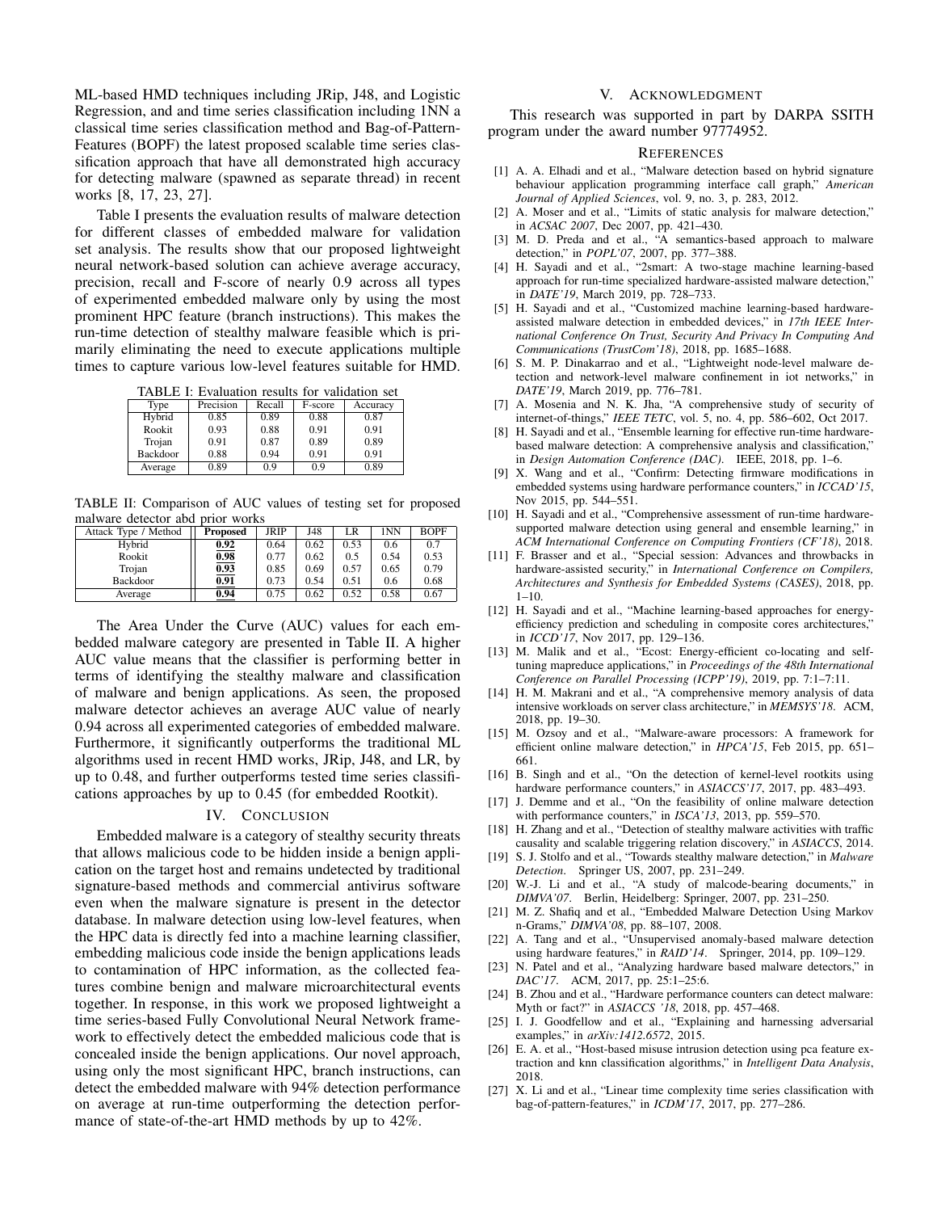ML-based HMD techniques including JRip, J48, and Logistic Regression, and and time series classification including 1NN a classical time series classification method and Bag-of-Pattern-Features (BOPF) the latest proposed scalable time series classification approach that have all demonstrated high accuracy for detecting malware (spawned as separate thread) in recent works [8, 17, 23, 27].

Table I presents the evaluation results of malware detection for different classes of embedded malware for validation set analysis. The results show that our proposed lightweight neural network-based solution can achieve average accuracy, precision, recall and F-score of nearly 0.9 across all types of experimented embedded malware only by using the most prominent HPC feature (branch instructions). This makes the run-time detection of stealthy malware feasible which is primarily eliminating the need to execute applications multiple times to capture various low-level features suitable for HMD.

TABLE I: Evaluation results for validation set

| Type | Precision | Recall | F-score | Accuracy |
|---|---|---|---|---|
| Hybrid | 0.85 | 0.89 | 0.88 | 0.87 |
| Rookit | 0.93 | 0.88 | 0.91 | 0.91 |
| Trojan | 0.91 | 0.87 | 0.89 | 0.89 |
| Backdoor | 0.88 | 0.94 | 0.91 | 0.91 |
| Average | 0.89 | 0.9 | 0.9 | 0.89 |

TABLE II: Comparison of AUC values of testing set for proposed malware detector abd prior works

| Attack Type / Method | **Proposed** | JRIP | J48 | LR | 1NN | BOPF |
|---|---|---|---|---|---|---|
| Hybrid | **0.92** | 0.64 | 0.62 | 0.53 | 0.6 | 0.7 |
| Rookit | **0.98** | 0.77 | 0.62 | 0.5 | 0.54 | 0.53 |
| Trojan | **0.93** | 0.85 | 0.69 | 0.57 | 0.65 | 0.79 |
| Backdoor | **0.91** | 0.73 | 0.54 | 0.51 | 0.6 | 0.68 |
| Average | **0.94** | 0.75 | 0.62 | 0.52 | 0.58 | 0.67 |

The Area Under the Curve (AUC) values for each embedded malware category are presented in Table II. A higher AUC value means that the classifier is performing better in terms of identifying the stealthy malware and classification of malware and benign applications. As seen, the proposed malware detector achieves an average AUC value of nearly 0.94 across all experimented categories of embedded malware. Furthermore, it significantly outperforms the traditional ML algorithms used in recent HMD works, JRip, J48, and LR, by up to 0.48, and further outperforms tested time series classifications approaches by up to 0.45 (for embedded Rootkit).

## IV. Conclusion

Embedded malware is a category of stealthy security threats that allows malicious code to be hidden inside a benign application on the target host and remains undetected by traditional signature-based methods and commercial antivirus software even when the malware signature is present in the detector database. In malware detection using low-level features, when the HPC data is directly fed into a machine learning classifier, embedding malicious code inside the benign applications leads to contamination of HPC information, as the collected features combine benign and malware microarchitectural events together. In response, in this work we proposed lightweight a time series-based Fully Convolutional Neural Network framework to effectively detect the embedded malicious code that is concealed inside the benign applications. Our novel approach, using only the most significant HPC, branch instructions, can detect the embedded malware with 94% detection performance on average at run-time outperforming the detection performance of state-of-the-art HMD methods by up to 42%.

## V. Acknowledgment

This research was supported in part by DARPA SSITH program under the award number 97774952.

## References

[1] A. A. Elhadi and et al., "Malware detection based on hybrid signature behaviour application programming interface call graph," *American Journal of Applied Sciences*, vol. 9, no. 3, p. 283, 2012.

[2] A. Moser and et al., "Limits of static analysis for malware detection," in *ACSAC 2007*, Dec 2007, pp. 421–430.

[3] M. D. Preda and et al., "A semantics-based approach to malware detection," in *POPL'07*, 2007, pp. 377–388.

[4] H. Sayadi and et al., "2smart: A two-stage machine learning-based approach for run-time specialized hardware-assisted malware detection," in *DATE'19*, March 2019, pp. 728–733.

[5] H. Sayadi and et al., "Customized machine learning-based hardware-assisted malware detection in embedded devices," in *17th IEEE International Conference On Trust, Security And Privacy In Computing And Communications (TrustCom'18)*, 2018, pp. 1685–1688.

[6] S. M. P. Dinakarrao and et al., "Lightweight node-level malware detection and network-level malware confinement in iot networks," in *DATE'19*, March 2019, pp. 776–781.

[7] A. Mosenia and N. K. Jha, "A comprehensive study of security of internet-of-things," *IEEE TETC*, vol. 5, no. 4, pp. 586–602, Oct 2017.

[8] H. Sayadi and et al., "Ensemble learning for effective run-time hardware-based malware detection: A comprehensive analysis and classification," in *Design Automation Conference (DAC)*. IEEE, 2018, pp. 1–6.

[9] X. Wang and et al., "Confirm: Detecting firmware modifications in embedded systems using hardware performance counters," in *ICCAD'15*, Nov 2015, pp. 544–551.

[10] H. Sayadi and et al., "Comprehensive assessment of run-time hardware-supported malware detection using general and ensemble learning," in *ACM International Conference on Computing Frontiers (CF'18)*, 2018.

[11] F. Brasser and et al., "Special session: Advances and throwbacks in hardware-assisted security," in *International Conference on Compilers, Architectures and Synthesis for Embedded Systems (CASES)*, 2018, pp. 1–10.

[12] H. Sayadi and et al., "Machine learning-based approaches for energy-efficiency prediction and scheduling in composite cores architectures," in *ICCD'17*, Nov 2017, pp. 129–136.

[13] M. Malik and et al., "Ecost: Energy-efficient co-locating and self-tuning mapreduce applications," in *Proceedings of the 48th International Conference on Parallel Processing (ICPP'19)*, 2019, pp. 7:1–7:11.

[14] H. M. Makrani and et al., "A comprehensive memory analysis of data intensive workloads on server class architecture," in *MEMSYS'18*. ACM, 2018, pp. 19–30.

[15] M. Ozsoy and et al., "Malware-aware processors: A framework for efficient online malware detection," in *HPCA'15*, Feb 2015, pp. 651–661.

[16] B. Singh and et al., "On the detection of kernel-level rootkits using hardware performance counters," in *ASIACCS'17*, 2017, pp. 483–493.

[17] J. Demme and et al., "On the feasibility of online malware detection with performance counters," in *ISCA'13*, 2013, pp. 559–570.

[18] H. Zhang and et al., "Detection of stealthy malware activities with traffic causality and scalable triggering relation discovery," in *ASIACCS*, 2014.

[19] S. J. Stolfo and et al., "Towards stealthy malware detection," in *Malware Detection*. Springer US, 2007, pp. 231–249.

[20] W.-J. Li and et al., "A study of malcode-bearing documents," in *DIMVA'07*. Berlin, Heidelberg: Springer, 2007, pp. 231–250.

[21] M. Z. Shafiq and et al., "Embedded Malware Detection Using Markov n-Grams," *DIMVA'08*, pp. 88–107, 2008.

[22] A. Tang and et al., "Unsupervised anomaly-based malware detection using hardware features," in *RAID'14*. Springer, 2014, pp. 109–129.

[23] N. Patel and et al., "Analyzing hardware based malware detectors," in *DAC'17*. ACM, 2017, pp. 25:1–25:6.

[24] B. Zhou and et al., "Hardware performance counters can detect malware: Myth or fact?" in *ASIACCS '18*, 2018, pp. 457–468.

[25] I. J. Goodfellow and et al., "Explaining and harnessing adversarial examples," in *arXiv:1412.6572*, 2015.

[26] E. A. et al., "Host-based misuse intrusion detection using pca feature extraction and knn classification algorithms," in *Intelligent Data Analysis*, 2018.

[27] X. Li and et al., "Linear time complexity time series classification with bag-of-pattern-features," in *ICDM'17*, 2017, pp. 277–286.